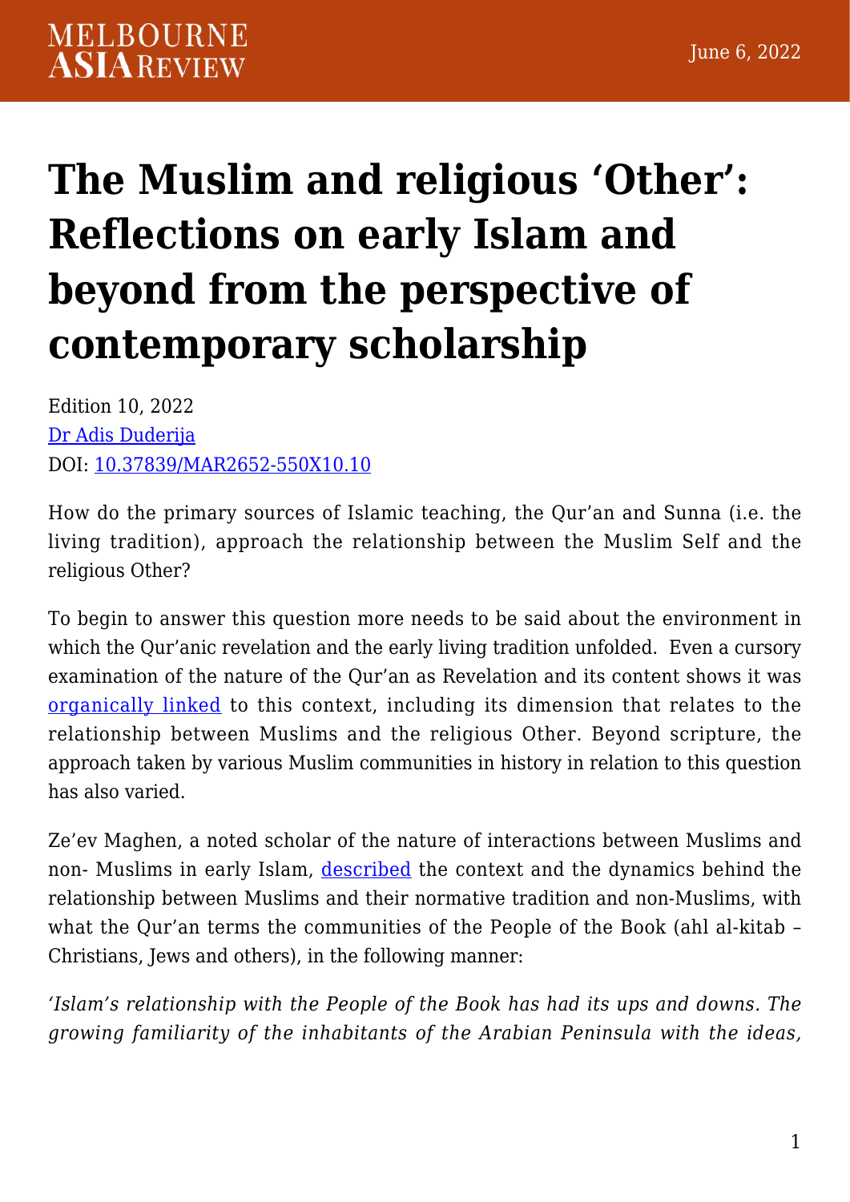MELBOURNE ASIA REVIEW

June 6, 2022

# The Muslim and religious 'Other': Reflections on early Islam and beyond from the perspective of contemporary scholarship

Edition 10, 2022
Dr Adis Duderija
DOI: 10.37839/MAR2652-550X10.10

How do the primary sources of Islamic teaching, the Qur'an and Sunna (i.e. the living tradition), approach the relationship between the Muslim Self and the religious Other?

To begin to answer this question more needs to be said about the environment in which the Qur'anic revelation and the early living tradition unfolded. Even a cursory examination of the nature of the Qur'an as Revelation and its content shows it was organically linked to this context, including its dimension that relates to the relationship between Muslims and the religious Other. Beyond scripture, the approach taken by various Muslim communities in history in relation to this question has also varied.

Ze'ev Maghen, a noted scholar of the nature of interactions between Muslims and non- Muslims in early Islam, described the context and the dynamics behind the relationship between Muslims and their normative tradition and non-Muslims, with what the Qur'an terms the communities of the People of the Book (ahl al-kitab – Christians, Jews and others), in the following manner:

*'Islam's relationship with the People of the Book has had its ups and downs. The growing familiarity of the inhabitants of the Arabian Peninsula with the ideas,*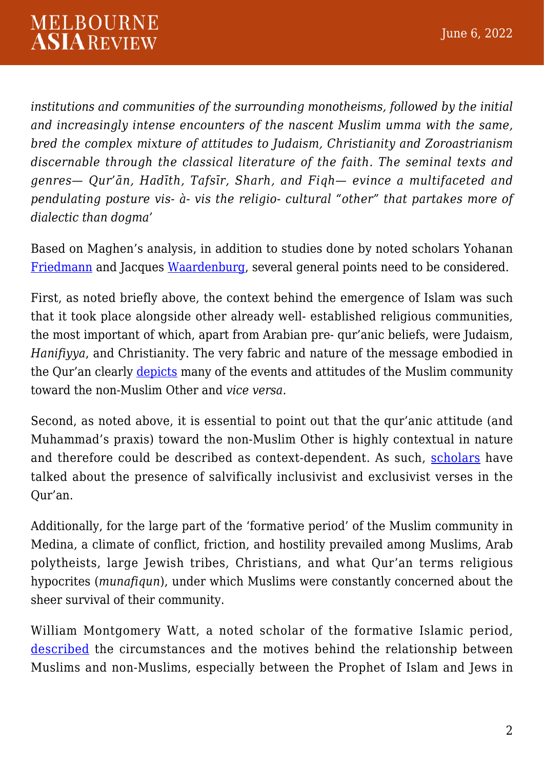*institutions and communities of the surrounding monotheisms, followed by the initial and increasingly intense encounters of the nascent Muslim umma with the same, bred the complex mixture of attitudes to Judaism, Christianity and Zoroastrianism discernable through the classical literature of the faith. The seminal texts and genres— Qur'ān, Hadīth, Tafsīr, Sharh, and Fiqh— evince a multifaceted and pendulating posture vis- à- vis the religio- cultural "other" that partakes more of dialectic than dogma'*

Based on Maghen's analysis, in addition to studies done by noted scholars Yohanan [Friedmann]() and Jacques [Waardenburg](), several general points need to be considered.

First, as noted briefly above, the context behind the emergence of Islam was such that it took place alongside other already well- established religious communities, the most important of which, apart from Arabian pre- qur'anic beliefs, were Judaism, *Hanifiyya*, and Christianity. The very fabric and nature of the message embodied in the Qur'an clearly [depicts]() many of the events and attitudes of the Muslim community toward the non-Muslim Other and *vice versa*.

Second, as noted above, it is essential to point out that the qur'anic attitude (and Muhammad's praxis) toward the non-Muslim Other is highly contextual in nature and therefore could be described as context-dependent. As such, [scholars]() have talked about the presence of salvifically inclusivist and exclusivist verses in the Qur'an.

Additionally, for the large part of the 'formative period' of the Muslim community in Medina, a climate of conflict, friction, and hostility prevailed among Muslims, Arab polytheists, large Jewish tribes, Christians, and what Qur'an terms religious hypocrites (*munafiqun*), under which Muslims were constantly concerned about the sheer survival of their community.

William Montgomery Watt, a noted scholar of the formative Islamic period, [described]() the circumstances and the motives behind the relationship between Muslims and non-Muslims, especially between the Prophet of Islam and Jews in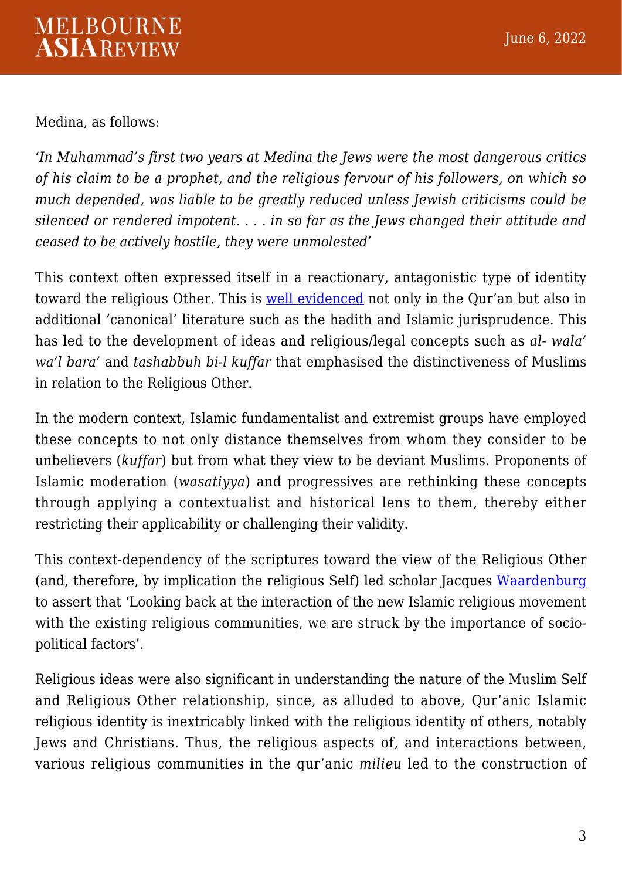Medina, as follows:

'*In Muhammad's first two years at Medina the Jews were the most dangerous critics of his claim to be a prophet, and the religious fervour of his followers, on which so much depended, was liable to be greatly reduced unless Jewish criticisms could be silenced or rendered impotent. . . . in so far as the Jews changed their attitude and ceased to be actively hostile, they were unmolested*'

This context often expressed itself in a reactionary, antagonistic type of identity toward the religious Other. This is well evidenced not only in the Qur'an but also in additional 'canonical' literature such as the hadith and Islamic jurisprudence. This has led to the development of ideas and religious/legal concepts such as *al- wala' wa'l bara'* and *tashabbuh bi-l kuffar* that emphasised the distinctiveness of Muslims in relation to the Religious Other.

In the modern context, Islamic fundamentalist and extremist groups have employed these concepts to not only distance themselves from whom they consider to be unbelievers (*kuffar*) but from what they view to be deviant Muslims. Proponents of Islamic moderation (*wasatiyya*) and progressives are rethinking these concepts through applying a contextualist and historical lens to them, thereby either restricting their applicability or challenging their validity.

This context-dependency of the scriptures toward the view of the Religious Other (and, therefore, by implication the religious Self) led scholar Jacques Waardenburg to assert that 'Looking back at the interaction of the new Islamic religious movement with the existing religious communities, we are struck by the importance of socio-political factors'.

Religious ideas were also significant in understanding the nature of the Muslim Self and Religious Other relationship, since, as alluded to above, Qur'anic Islamic religious identity is inextricably linked with the religious identity of others, notably Jews and Christians. Thus, the religious aspects of, and interactions between, various religious communities in the qur'anic *milieu* led to the construction of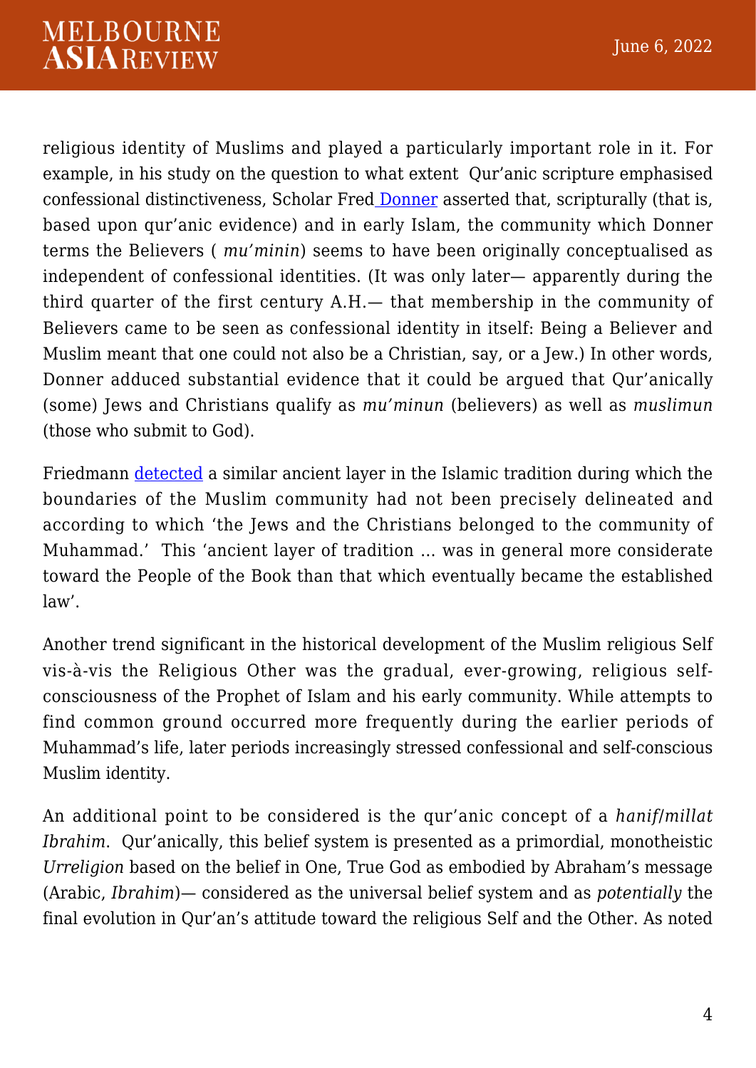religious identity of Muslims and played a particularly important role in it. For example, in his study on the question to what extent Qur'anic scripture emphasised confessional distinctiveness, Scholar Fred Donner asserted that, scripturally (that is, based upon qur'anic evidence) and in early Islam, the community which Donner terms the Believers ( *mu'minin*) seems to have been originally conceptualised as independent of confessional identities. (It was only later— apparently during the third quarter of the first century A.H.— that membership in the community of Believers came to be seen as confessional identity in itself: Being a Believer and Muslim meant that one could not also be a Christian, say, or a Jew.) In other words, Donner adduced substantial evidence that it could be argued that Qur'anically (some) Jews and Christians qualify as *mu'minun* (believers) as well as *muslimun* (those who submit to God).

Friedmann detected a similar ancient layer in the Islamic tradition during which the boundaries of the Muslim community had not been precisely delineated and according to which 'the Jews and the Christians belonged to the community of Muhammad.' This 'ancient layer of tradition … was in general more considerate toward the People of the Book than that which eventually became the established law'.

Another trend significant in the historical development of the Muslim religious Self vis-à-vis the Religious Other was the gradual, ever-growing, religious self-consciousness of the Prophet of Islam and his early community. While attempts to find common ground occurred more frequently during the earlier periods of Muhammad's life, later periods increasingly stressed confessional and self-conscious Muslim identity.

An additional point to be considered is the qur'anic concept of a *hanif/millat Ibrahim*. Qur'anically, this belief system is presented as a primordial, monotheistic *Urreligion* based on the belief in One, True God as embodied by Abraham's message (Arabic, *Ibrahim*)— considered as the universal belief system and as *potentially* the final evolution in Qur'an's attitude toward the religious Self and the Other. As noted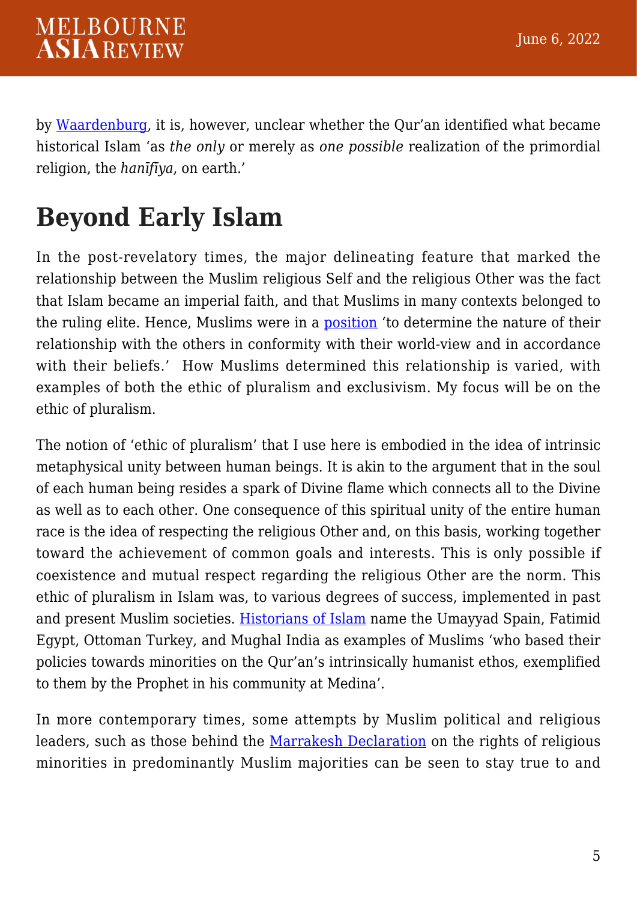by [Waardenburg](#), it is, however, unclear whether the Qur'an identified what became historical Islam 'as *the only* or merely as *one possible* realization of the primordial religion, the *hanīfiya*, on earth.'

## Beyond Early Islam

In the post-revelatory times, the major delineating feature that marked the relationship between the Muslim religious Self and the religious Other was the fact that Islam became an imperial faith, and that Muslims in many contexts belonged to the ruling elite. Hence, Muslims were in a [position](#) 'to determine the nature of their relationship with the others in conformity with their world-view and in accordance with their beliefs.' How Muslims determined this relationship is varied, with examples of both the ethic of pluralism and exclusivism. My focus will be on the ethic of pluralism.

The notion of 'ethic of pluralism' that I use here is embodied in the idea of intrinsic metaphysical unity between human beings. It is akin to the argument that in the soul of each human being resides a spark of Divine flame which connects all to the Divine as well as to each other. One consequence of this spiritual unity of the entire human race is the idea of respecting the religious Other and, on this basis, working together toward the achievement of common goals and interests. This is only possible if coexistence and mutual respect regarding the religious Other are the norm. This ethic of pluralism in Islam was, to various degrees of success, implemented in past and present Muslim societies. [Historians of Islam](#) name the Umayyad Spain, Fatimid Egypt, Ottoman Turkey, and Mughal India as examples of Muslims 'who based their policies towards minorities on the Qur'an's intrinsically humanist ethos, exemplified to them by the Prophet in his community at Medina'.

In more contemporary times, some attempts by Muslim political and religious leaders, such as those behind the [Marrakesh Declaration](#) on the rights of religious minorities in predominantly Muslim majorities can be seen to stay true to and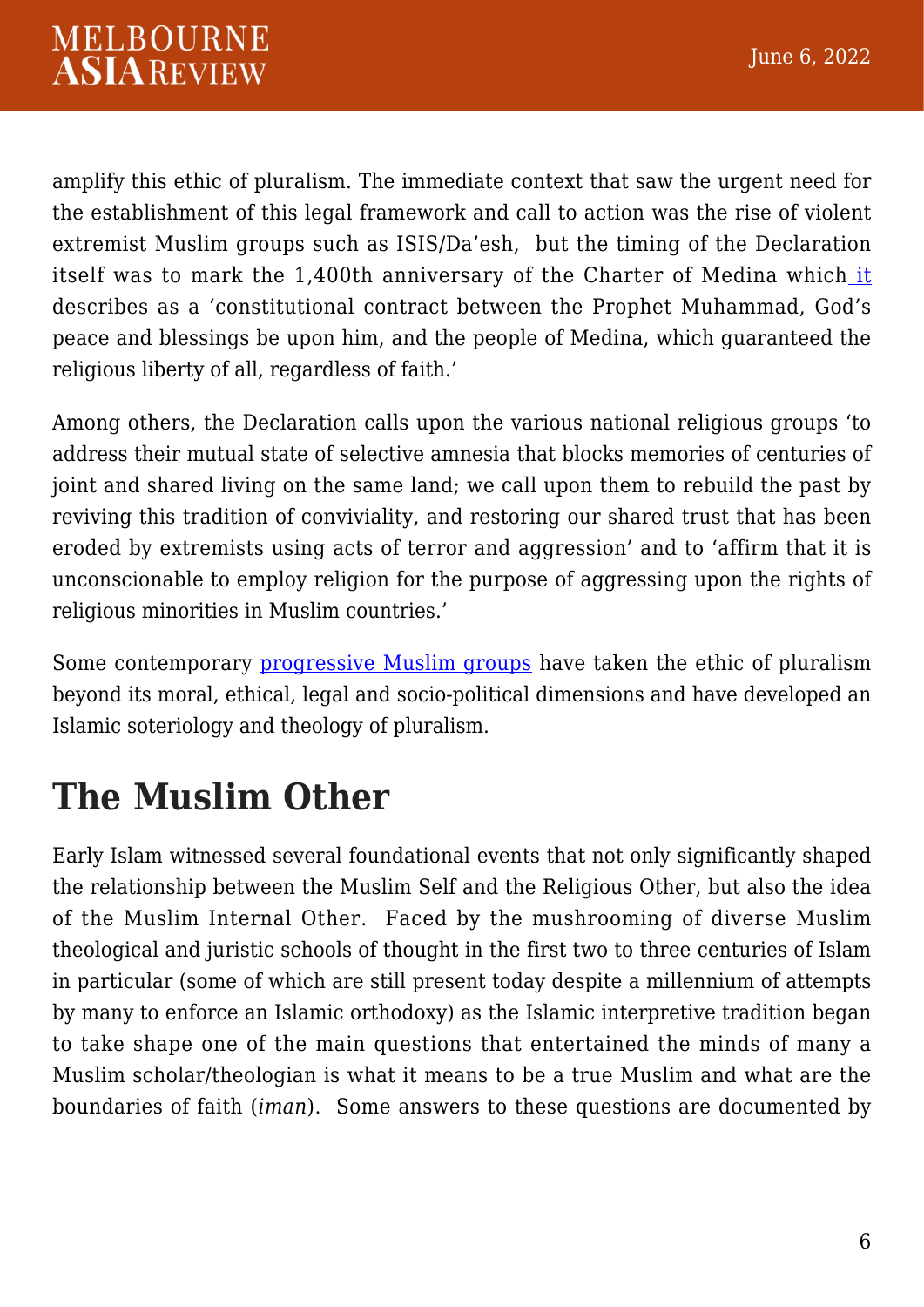amplify this ethic of pluralism. The immediate context that saw the urgent need for the establishment of this legal framework and call to action was the rise of violent extremist Muslim groups such as ISIS/Da'esh, but the timing of the Declaration itself was to mark the 1,400th anniversary of the Charter of Medina which it describes as a 'constitutional contract between the Prophet Muhammad, God's peace and blessings be upon him, and the people of Medina, which guaranteed the religious liberty of all, regardless of faith.'

Among others, the Declaration calls upon the various national religious groups 'to address their mutual state of selective amnesia that blocks memories of centuries of joint and shared living on the same land; we call upon them to rebuild the past by reviving this tradition of conviviality, and restoring our shared trust that has been eroded by extremists using acts of terror and aggression' and to 'affirm that it is unconscionable to employ religion for the purpose of aggressing upon the rights of religious minorities in Muslim countries.'

Some contemporary progressive Muslim groups have taken the ethic of pluralism beyond its moral, ethical, legal and socio-political dimensions and have developed an Islamic soteriology and theology of pluralism.

## The Muslim Other

Early Islam witnessed several foundational events that not only significantly shaped the relationship between the Muslim Self and the Religious Other, but also the idea of the Muslim Internal Other. Faced by the mushrooming of diverse Muslim theological and juristic schools of thought in the first two to three centuries of Islam in particular (some of which are still present today despite a millennium of attempts by many to enforce an Islamic orthodoxy) as the Islamic interpretive tradition began to take shape one of the main questions that entertained the minds of many a Muslim scholar/theologian is what it means to be a true Muslim and what are the boundaries of faith (*iman*). Some answers to these questions are documented by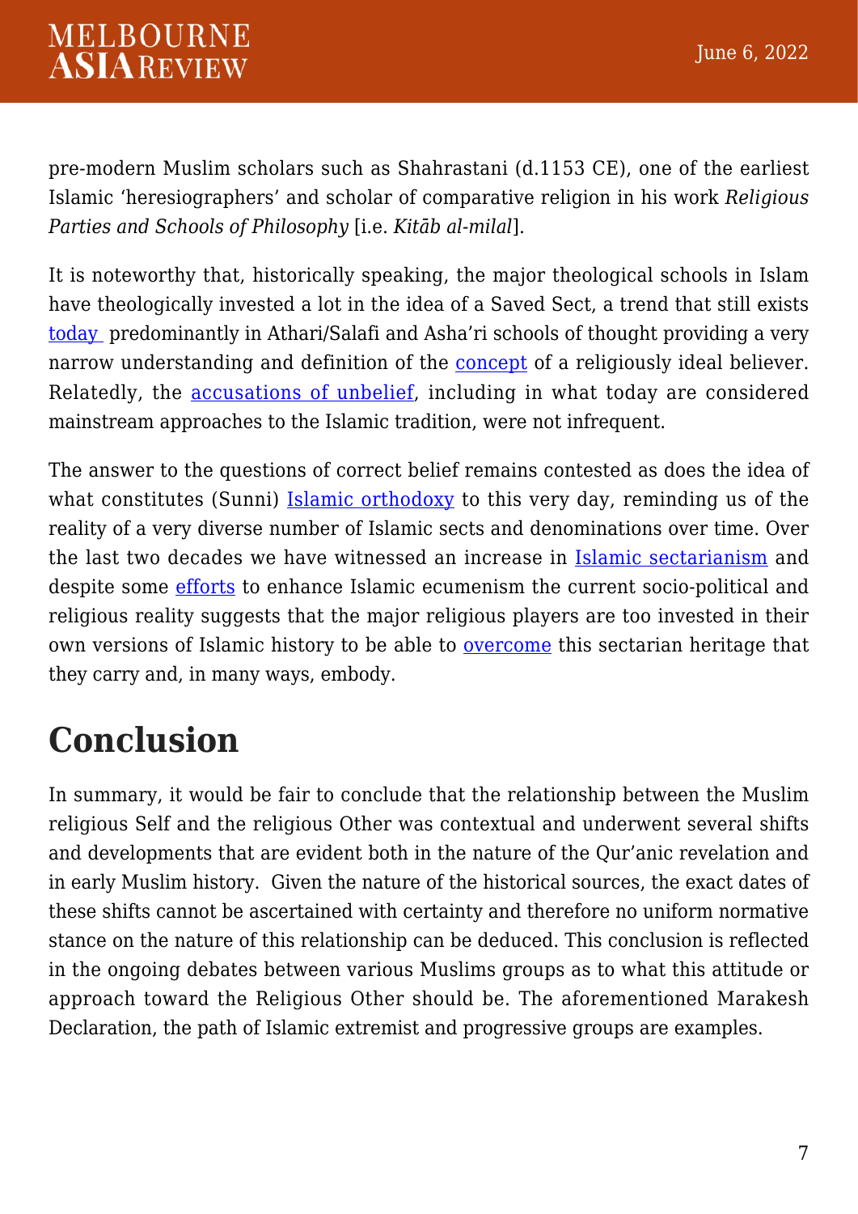pre-modern Muslim scholars such as Shahrastani (d.1153 CE), one of the earliest Islamic ‘heresiographers’ and scholar of comparative religion in his work *Religious Parties and Schools of Philosophy* [i.e. *Kitāb al-milal*].

It is noteworthy that, historically speaking, the major theological schools in Islam have theologically invested a lot in the idea of a Saved Sect, a trend that still exists today predominantly in Athari/Salafi and Asha’ri schools of thought providing a very narrow understanding and definition of the concept of a religiously ideal believer. Relatedly, the accusations of unbelief, including in what today are considered mainstream approaches to the Islamic tradition, were not infrequent.

The answer to the questions of correct belief remains contested as does the idea of what constitutes (Sunni) Islamic orthodoxy to this very day, reminding us of the reality of a very diverse number of Islamic sects and denominations over time. Over the last two decades we have witnessed an increase in Islamic sectarianism and despite some efforts to enhance Islamic ecumenism the current socio-political and religious reality suggests that the major religious players are too invested in their own versions of Islamic history to be able to overcome this sectarian heritage that they carry and, in many ways, embody.

# Conclusion

In summary, it would be fair to conclude that the relationship between the Muslim religious Self and the religious Other was contextual and underwent several shifts and developments that are evident both in the nature of the Qur’anic revelation and in early Muslim history. Given the nature of the historical sources, the exact dates of these shifts cannot be ascertained with certainty and therefore no uniform normative stance on the nature of this relationship can be deduced. This conclusion is reflected in the ongoing debates between various Muslims groups as to what this attitude or approach toward the Religious Other should be. The aforementioned Marakesh Declaration, the path of Islamic extremist and progressive groups are examples.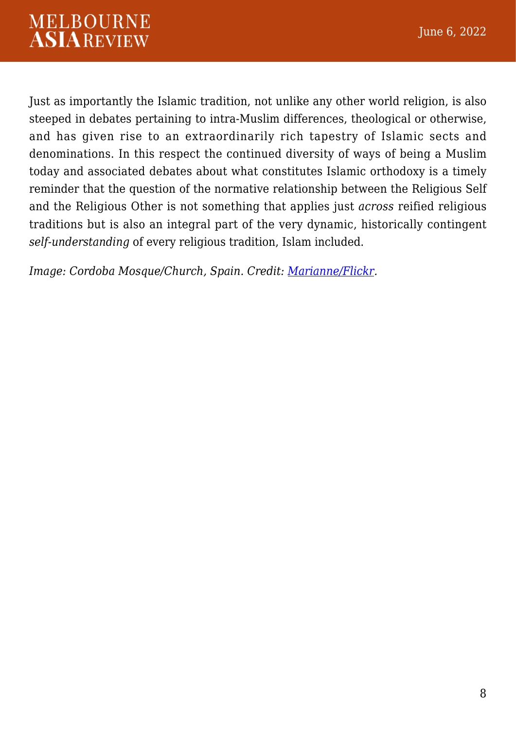Just as importantly the Islamic tradition, not unlike any other world religion, is also steeped in debates pertaining to intra-Muslim differences, theological or otherwise, and has given rise to an extraordinarily rich tapestry of Islamic sects and denominations. In this respect the continued diversity of ways of being a Muslim today and associated debates about what constitutes Islamic orthodoxy is a timely reminder that the question of the normative relationship between the Religious Self and the Religious Other is not something that applies just *across* reified religious traditions but is also an integral part of the very dynamic, historically contingent *self-understanding* of every religious tradition, Islam included.

*Image: Cordoba Mosque/Church, Spain. Credit: Marianne/Flickr.*